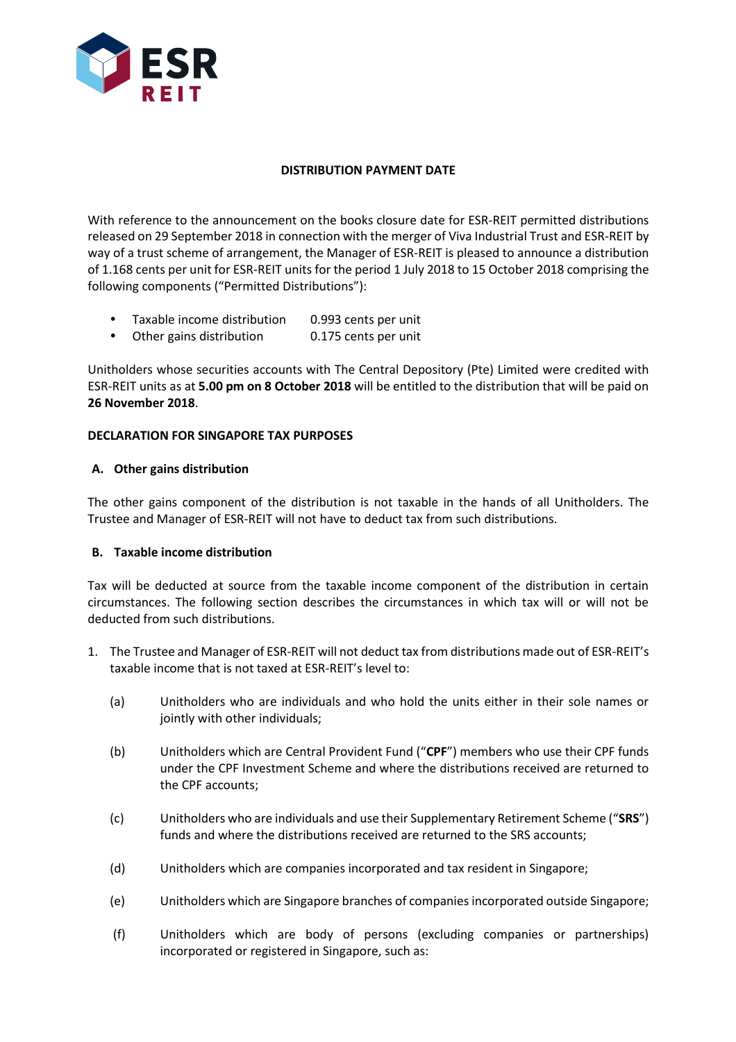ESR REIT

## DISTRIBUTION PAYMENT DATE

With reference to the announcement on the books closure date for ESR-REIT permitted distributions released on 29 September 2018 in connection with the merger of Viva Industrial Trust and ESR-REIT by way of a trust scheme of arrangement, the Manager of ESR-REIT is pleased to announce a distribution of 1.168 cents per unit for ESR-REIT units for the period 1 July 2018 to 15 October 2018 comprising the following components ("Permitted Distributions"):

- Taxable income distribution 0.993 cents per unit
- Other gains distribution 0.175 cents per unit

Unitholders whose securities accounts with The Central Depository (Pte) Limited were credited with ESR-REIT units as at **5.00 pm on 8 October 2018** will be entitled to the distribution that will be paid on **26 November 2018**.

### DECLARATION FOR SINGAPORE TAX PURPOSES

#### A. Other gains distribution

The other gains component of the distribution is not taxable in the hands of all Unitholders. The Trustee and Manager of ESR-REIT will not have to deduct tax from such distributions.

#### B. Taxable income distribution

Tax will be deducted at source from the taxable income component of the distribution in certain circumstances. The following section describes the circumstances in which tax will or will not be deducted from such distributions.

1. The Trustee and Manager of ESR-REIT will not deduct tax from distributions made out of ESR-REIT's taxable income that is not taxed at ESR-REIT's level to:

   (a) Unitholders who are individuals and who hold the units either in their sole names or jointly with other individuals;

   (b) Unitholders which are Central Provident Fund ("**CPF**") members who use their CPF funds under the CPF Investment Scheme and where the distributions received are returned to the CPF accounts;

   (c) Unitholders who are individuals and use their Supplementary Retirement Scheme ("**SRS**") funds and where the distributions received are returned to the SRS accounts;

   (d) Unitholders which are companies incorporated and tax resident in Singapore;

   (e) Unitholders which are Singapore branches of companies incorporated outside Singapore;

   (f) Unitholders which are body of persons (excluding companies or partnerships) incorporated or registered in Singapore, such as: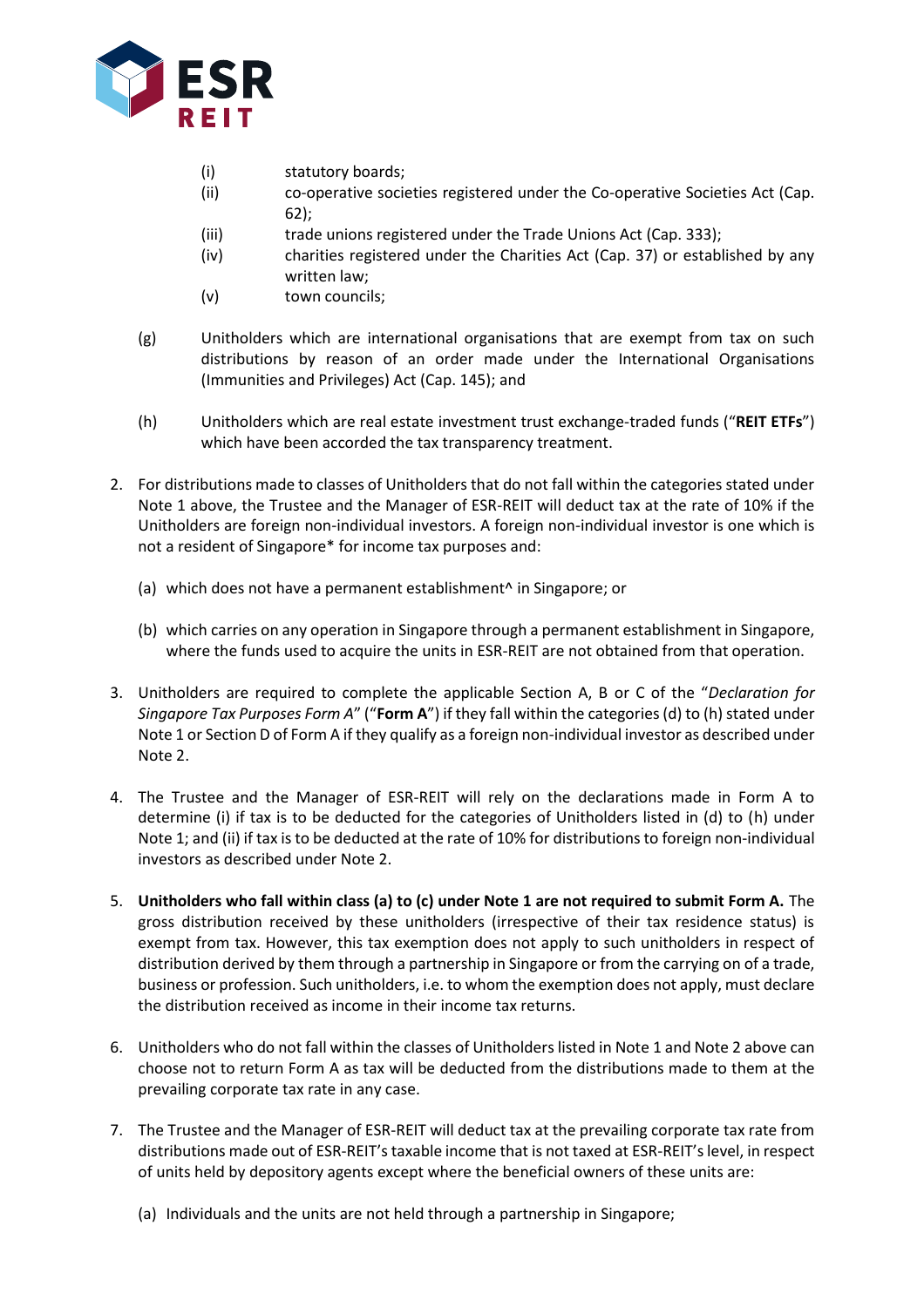(i) statutory boards;
(ii) co-operative societies registered under the Co-operative Societies Act (Cap. 62);
(iii) trade unions registered under the Trade Unions Act (Cap. 333);
(iv) charities registered under the Charities Act (Cap. 37) or established by any written law;
(v) town councils;

(g) Unitholders which are international organisations that are exempt from tax on such distributions by reason of an order made under the International Organisations (Immunities and Privileges) Act (Cap. 145); and

(h) Unitholders which are real estate investment trust exchange-traded funds ("**REIT ETFs**") which have been accorded the tax transparency treatment.

2. For distributions made to classes of Unitholders that do not fall within the categories stated under Note 1 above, the Trustee and the Manager of ESR-REIT will deduct tax at the rate of 10% if the Unitholders are foreign non-individual investors. A foreign non-individual investor is one which is not a resident of Singapore* for income tax purposes and:

   (a) which does not have a permanent establishment^ in Singapore; or

   (b) which carries on any operation in Singapore through a permanent establishment in Singapore, where the funds used to acquire the units in ESR-REIT are not obtained from that operation.

3. Unitholders are required to complete the applicable Section A, B or C of the "*Declaration for Singapore Tax Purposes Form A*" ("**Form A**") if they fall within the categories (d) to (h) stated under Note 1 or Section D of Form A if they qualify as a foreign non-individual investor as described under Note 2.

4. The Trustee and the Manager of ESR-REIT will rely on the declarations made in Form A to determine (i) if tax is to be deducted for the categories of Unitholders listed in (d) to (h) under Note 1; and (ii) if tax is to be deducted at the rate of 10% for distributions to foreign non-individual investors as described under Note 2.

5. **Unitholders who fall within class (a) to (c) under Note 1 are not required to submit Form A.** The gross distribution received by these unitholders (irrespective of their tax residence status) is exempt from tax. However, this tax exemption does not apply to such unitholders in respect of distribution derived by them through a partnership in Singapore or from the carrying on of a trade, business or profession. Such unitholders, i.e. to whom the exemption does not apply, must declare the distribution received as income in their income tax returns.

6. Unitholders who do not fall within the classes of Unitholders listed in Note 1 and Note 2 above can choose not to return Form A as tax will be deducted from the distributions made to them at the prevailing corporate tax rate in any case.

7. The Trustee and the Manager of ESR-REIT will deduct tax at the prevailing corporate tax rate from distributions made out of ESR-REIT's taxable income that is not taxed at ESR-REIT's level, in respect of units held by depository agents except where the beneficial owners of these units are:

   (a) Individuals and the units are not held through a partnership in Singapore;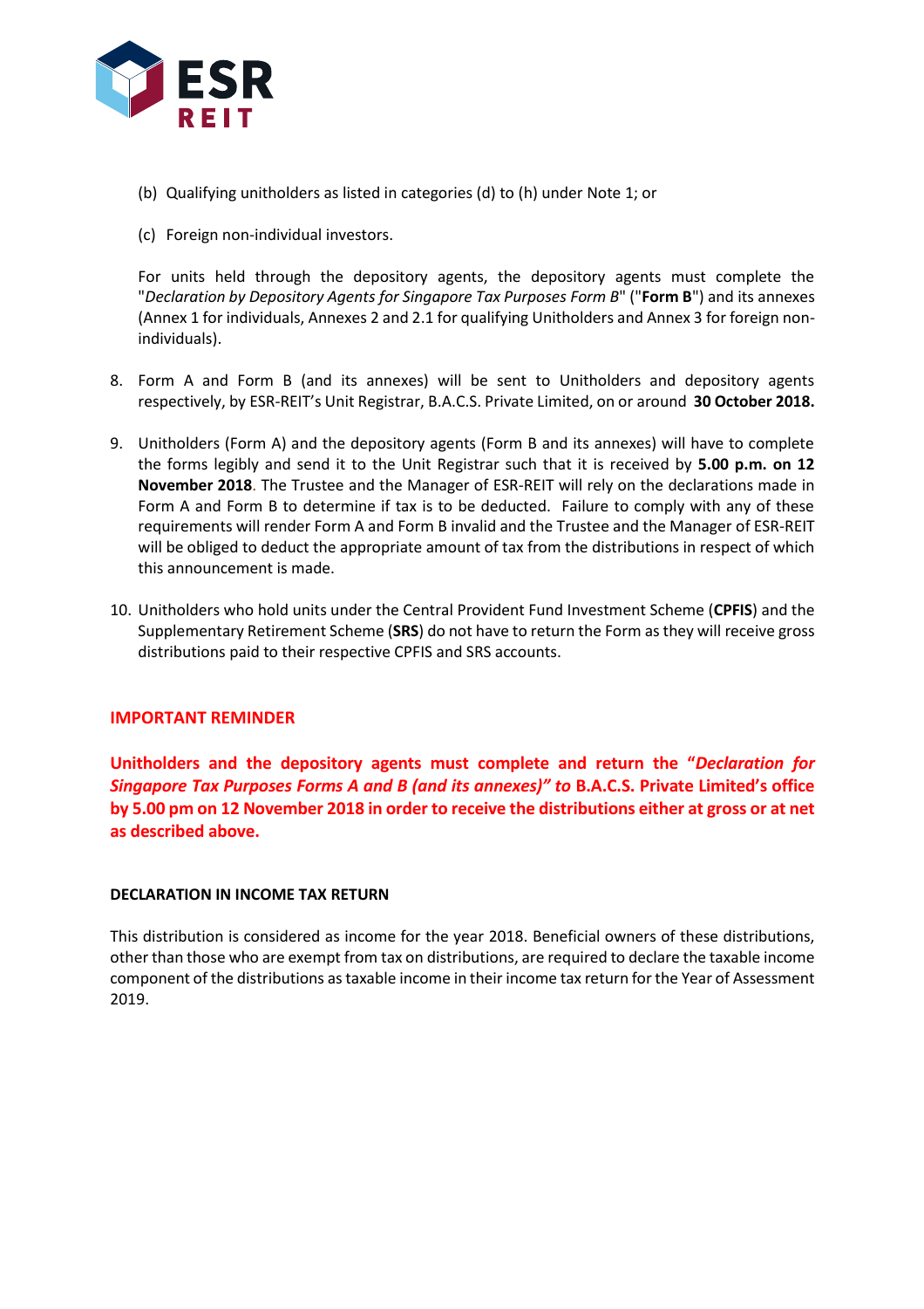(b) Qualifying unitholders as listed in categories (d) to (h) under Note 1; or

(c) Foreign non-individual investors.

For units held through the depository agents, the depository agents must complete the "*Declaration by Depository Agents for Singapore Tax Purposes Form B*" ("**Form B**") and its annexes (Annex 1 for individuals, Annexes 2 and 2.1 for qualifying Unitholders and Annex 3 for foreign non-individuals).

8. Form A and Form B (and its annexes) will be sent to Unitholders and depository agents respectively, by ESR-REIT's Unit Registrar, B.A.C.S. Private Limited, on or around **30 October 2018.**

9. Unitholders (Form A) and the depository agents (Form B and its annexes) will have to complete the forms legibly and send it to the Unit Registrar such that it is received by **5.00 p.m. on 12 November 2018**. The Trustee and the Manager of ESR-REIT will rely on the declarations made in Form A and Form B to determine if tax is to be deducted. Failure to comply with any of these requirements will render Form A and Form B invalid and the Trustee and the Manager of ESR-REIT will be obliged to deduct the appropriate amount of tax from the distributions in respect of which this announcement is made.

10. Unitholders who hold units under the Central Provident Fund Investment Scheme (**CPFIS**) and the Supplementary Retirement Scheme (**SRS**) do not have to return the Form as they will receive gross distributions paid to their respective CPFIS and SRS accounts.

**IMPORTANT REMINDER**

**Unitholders and the depository agents must complete and return the "*Declaration for Singapore Tax Purposes Forms A and B (and its annexes)" to* B.A.C.S. Private Limited's office by 5.00 pm on 12 November 2018 in order to receive the distributions either at gross or at net as described above.**

**DECLARATION IN INCOME TAX RETURN**

This distribution is considered as income for the year 2018. Beneficial owners of these distributions, other than those who are exempt from tax on distributions, are required to declare the taxable income component of the distributions as taxable income in their income tax return for the Year of Assessment 2019.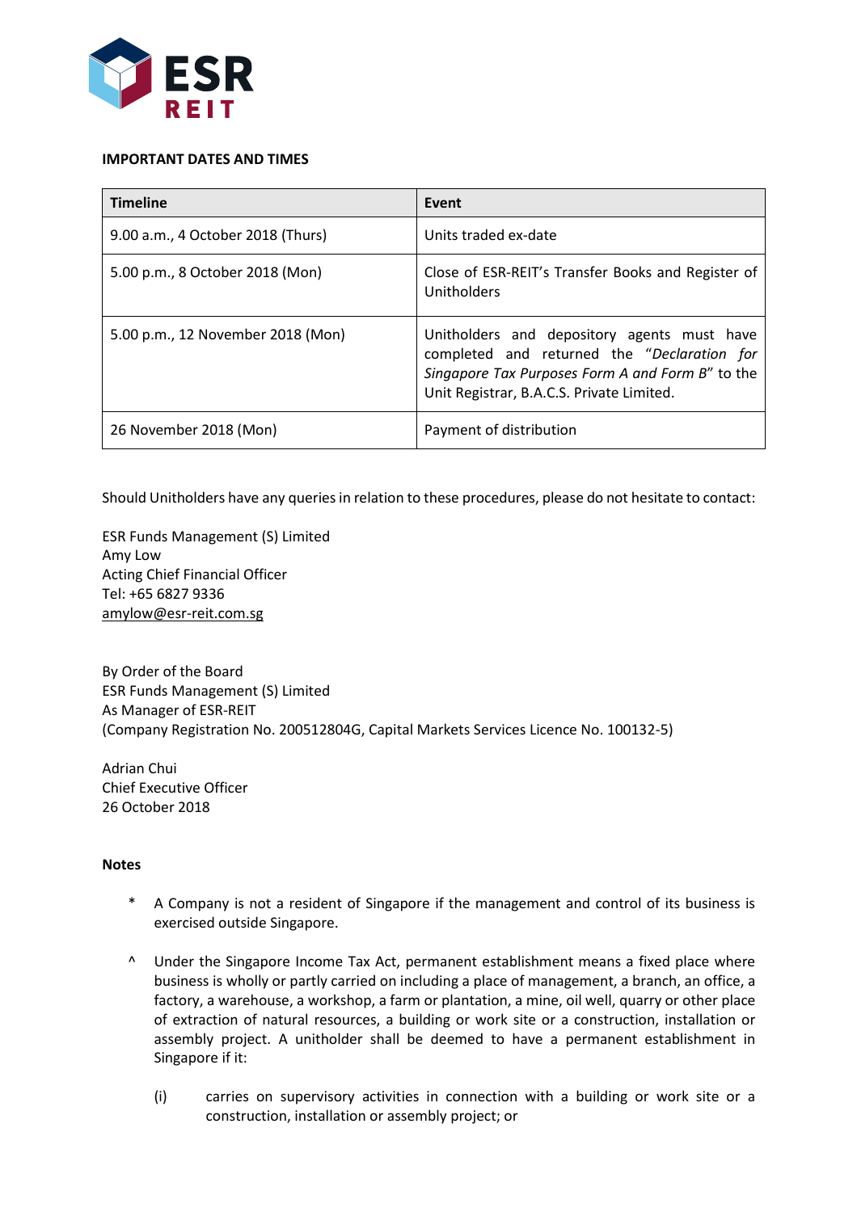**IMPORTANT DATES AND TIMES**

| Timeline | Event |
| --- | --- |
| 9.00 a.m., 4 October 2018 (Thurs) | Units traded ex-date |
| 5.00 p.m., 8 October 2018 (Mon) | Close of ESR-REIT's Transfer Books and Register of Unitholders |
| 5.00 p.m., 12 November 2018 (Mon) | Unitholders and depository agents must have completed and returned the "*Declaration for Singapore Tax Purposes Form A and Form B*" to the Unit Registrar, B.A.C.S. Private Limited. |
| 26 November 2018 (Mon) | Payment of distribution |

Should Unitholders have any queries in relation to these procedures, please do not hesitate to contact:

ESR Funds Management (S) Limited
Amy Low
Acting Chief Financial Officer
Tel: +65 6827 9336
amylow@esr-reit.com.sg

By Order of the Board
ESR Funds Management (S) Limited
As Manager of ESR-REIT
(Company Registration No. 200512804G, Capital Markets Services Licence No. 100132-5)

Adrian Chui
Chief Executive Officer
26 October 2018

**Notes**

\* A Company is not a resident of Singapore if the management and control of its business is exercised outside Singapore.

^ Under the Singapore Income Tax Act, permanent establishment means a fixed place where business is wholly or partly carried on including a place of management, a branch, an office, a factory, a warehouse, a workshop, a farm or plantation, a mine, oil well, quarry or other place of extraction of natural resources, a building or work site or a construction, installation or assembly project. A unitholder shall be deemed to have a permanent establishment in Singapore if it:

(i) carries on supervisory activities in connection with a building or work site or a construction, installation or assembly project; or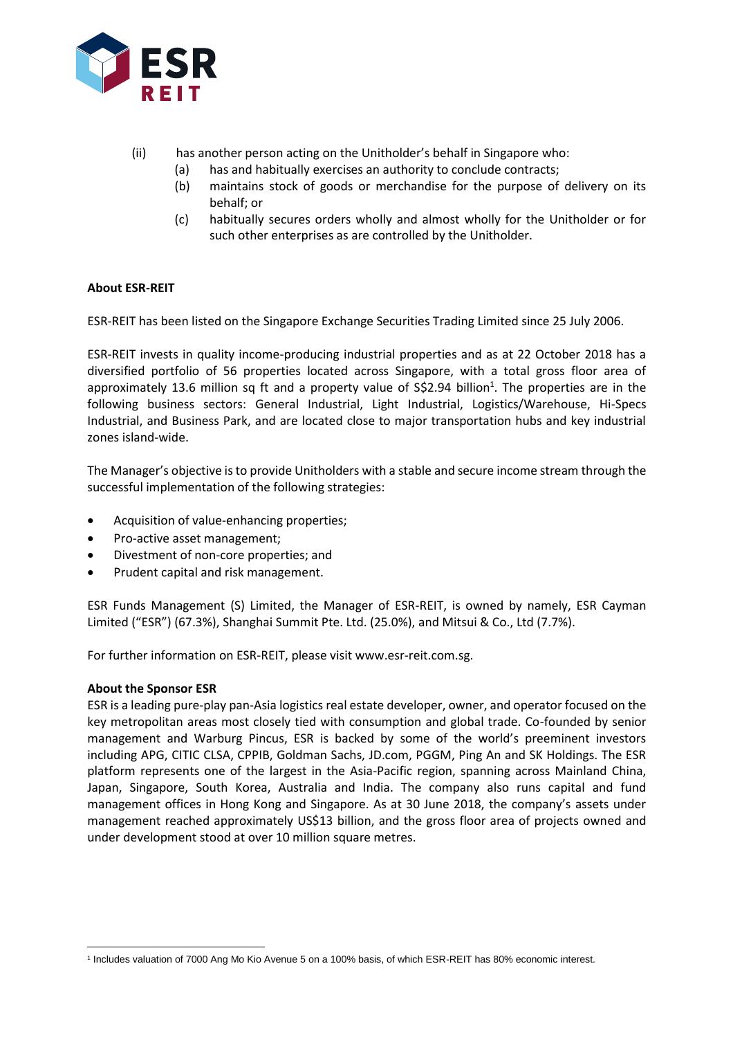(ii) has another person acting on the Unitholder's behalf in Singapore who:

(a) has and habitually exercises an authority to conclude contracts;

(b) maintains stock of goods or merchandise for the purpose of delivery on its behalf; or

(c) habitually secures orders wholly and almost wholly for the Unitholder or for such other enterprises as are controlled by the Unitholder.

**About ESR-REIT**

ESR-REIT has been listed on the Singapore Exchange Securities Trading Limited since 25 July 2006.

ESR-REIT invests in quality income-producing industrial properties and as at 22 October 2018 has a diversified portfolio of 56 properties located across Singapore, with a total gross floor area of approximately 13.6 million sq ft and a property value of S$2.94 billion[1]. The properties are in the following business sectors: General Industrial, Light Industrial, Logistics/Warehouse, Hi-Specs Industrial, and Business Park, and are located close to major transportation hubs and key industrial zones island-wide.

The Manager's objective is to provide Unitholders with a stable and secure income stream through the successful implementation of the following strategies:

- Acquisition of value-enhancing properties;
- Pro-active asset management;
- Divestment of non-core properties; and
- Prudent capital and risk management.

ESR Funds Management (S) Limited, the Manager of ESR-REIT, is owned by namely, ESR Cayman Limited ("ESR") (67.3%), Shanghai Summit Pte. Ltd. (25.0%), and Mitsui & Co., Ltd (7.7%).

For further information on ESR-REIT, please visit www.esr-reit.com.sg.

**About the Sponsor ESR**

ESR is a leading pure-play pan-Asia logistics real estate developer, owner, and operator focused on the key metropolitan areas most closely tied with consumption and global trade. Co-founded by senior management and Warburg Pincus, ESR is backed by some of the world's preeminent investors including APG, CITIC CLSA, CPPIB, Goldman Sachs, JD.com, PGGM, Ping An and SK Holdings. The ESR platform represents one of the largest in the Asia-Pacific region, spanning across Mainland China, Japan, Singapore, South Korea, Australia and India. The company also runs capital and fund management offices in Hong Kong and Singapore. As at 30 June 2018, the company's assets under management reached approximately US$13 billion, and the gross floor area of projects owned and under development stood at over 10 million square metres.

[1] Includes valuation of 7000 Ang Mo Kio Avenue 5 on a 100% basis, of which ESR-REIT has 80% economic interest.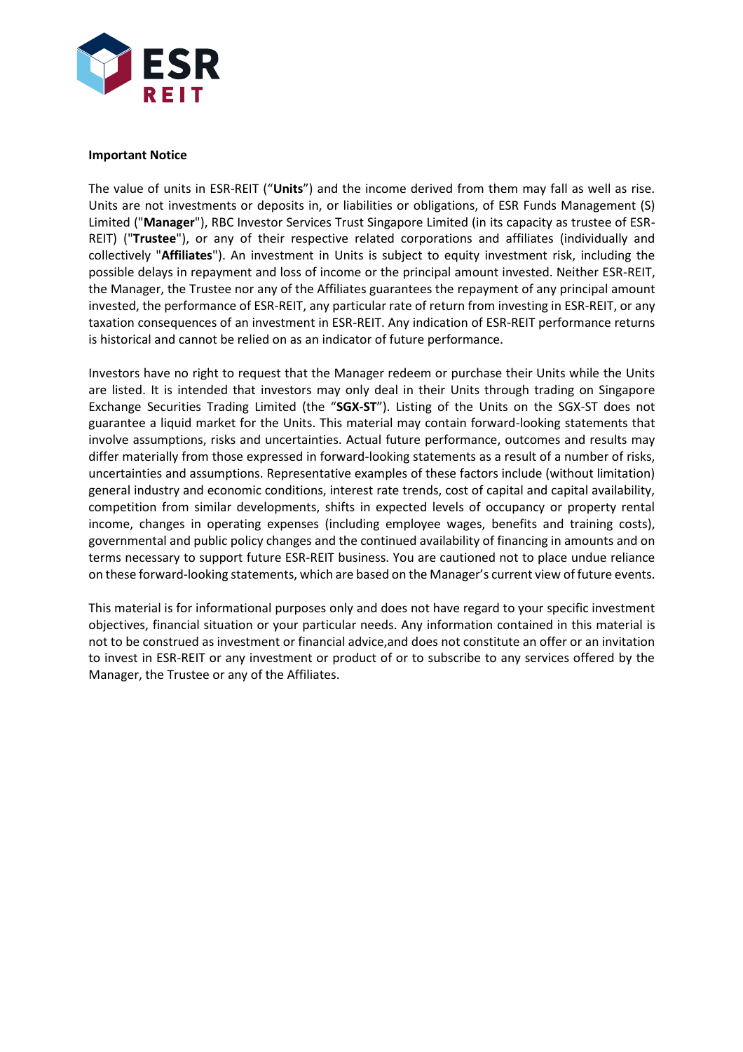**Important Notice**

The value of units in ESR-REIT ("**Units**") and the income derived from them may fall as well as rise. Units are not investments or deposits in, or liabilities or obligations, of ESR Funds Management (S) Limited ("**Manager**"), RBC Investor Services Trust Singapore Limited (in its capacity as trustee of ESR-REIT) ("**Trustee**"), or any of their respective related corporations and affiliates (individually and collectively "**Affiliates**"). An investment in Units is subject to equity investment risk, including the possible delays in repayment and loss of income or the principal amount invested. Neither ESR-REIT, the Manager, the Trustee nor any of the Affiliates guarantees the repayment of any principal amount invested, the performance of ESR-REIT, any particular rate of return from investing in ESR-REIT, or any taxation consequences of an investment in ESR-REIT. Any indication of ESR-REIT performance returns is historical and cannot be relied on as an indicator of future performance.

Investors have no right to request that the Manager redeem or purchase their Units while the Units are listed. It is intended that investors may only deal in their Units through trading on Singapore Exchange Securities Trading Limited (the "**SGX-ST**"). Listing of the Units on the SGX-ST does not guarantee a liquid market for the Units. This material may contain forward-looking statements that involve assumptions, risks and uncertainties. Actual future performance, outcomes and results may differ materially from those expressed in forward-looking statements as a result of a number of risks, uncertainties and assumptions. Representative examples of these factors include (without limitation) general industry and economic conditions, interest rate trends, cost of capital and capital availability, competition from similar developments, shifts in expected levels of occupancy or property rental income, changes in operating expenses (including employee wages, benefits and training costs), governmental and public policy changes and the continued availability of financing in amounts and on terms necessary to support future ESR-REIT business. You are cautioned not to place undue reliance on these forward-looking statements, which are based on the Manager's current view of future events.

This material is for informational purposes only and does not have regard to your specific investment objectives, financial situation or your particular needs. Any information contained in this material is not to be construed as investment or financial advice,and does not constitute an offer or an invitation to invest in ESR-REIT or any investment or product of or to subscribe to any services offered by the Manager, the Trustee or any of the Affiliates.